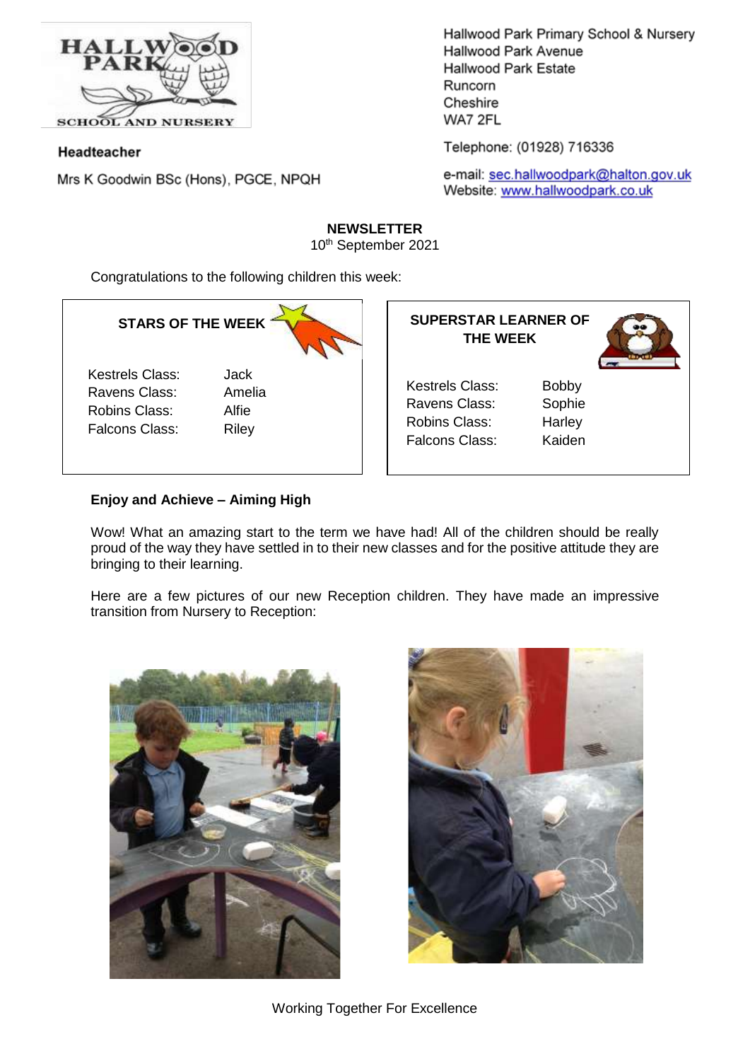HALLWOOD PARK SCHOOL AND NURSERY

Hallwood Park Primary School & Nursery
Hallwood Park Avenue
Hallwood Park Estate
Runcorn
Cheshire
WA7 2FL

**Headteacher**

Mrs K Goodwin BSc (Hons), PGCE, NPQH

Telephone: (01928) 716336

e-mail: sec.hallwoodpark@halton.gov.uk
Website: www.hallwoodpark.co.uk

**NEWSLETTER**

10th September 2021

Congratulations to the following children this week:

**STARS OF THE WEEK**

| Class | Name |
| --- | --- |
| Kestrels Class: | Jack |
| Ravens Class: | Amelia |
| Robins Class: | Alfie |
| Falcons Class: | Riley |

**SUPERSTAR LEARNER OF THE WEEK**

| Class | Name |
| --- | --- |
| Kestrels Class: | Bobby |
| Ravens Class: | Sophie |
| Robins Class: | Harley |
| Falcons Class: | Kaiden |

**Enjoy and Achieve – Aiming High**

Wow! What an amazing start to the term we have had! All of the children should be really proud of the way they have settled in to their new classes and for the positive attitude they are bringing to their learning.

Here are a few pictures of our new Reception children. They have made an impressive transition from Nursery to Reception:

Working Together For Excellence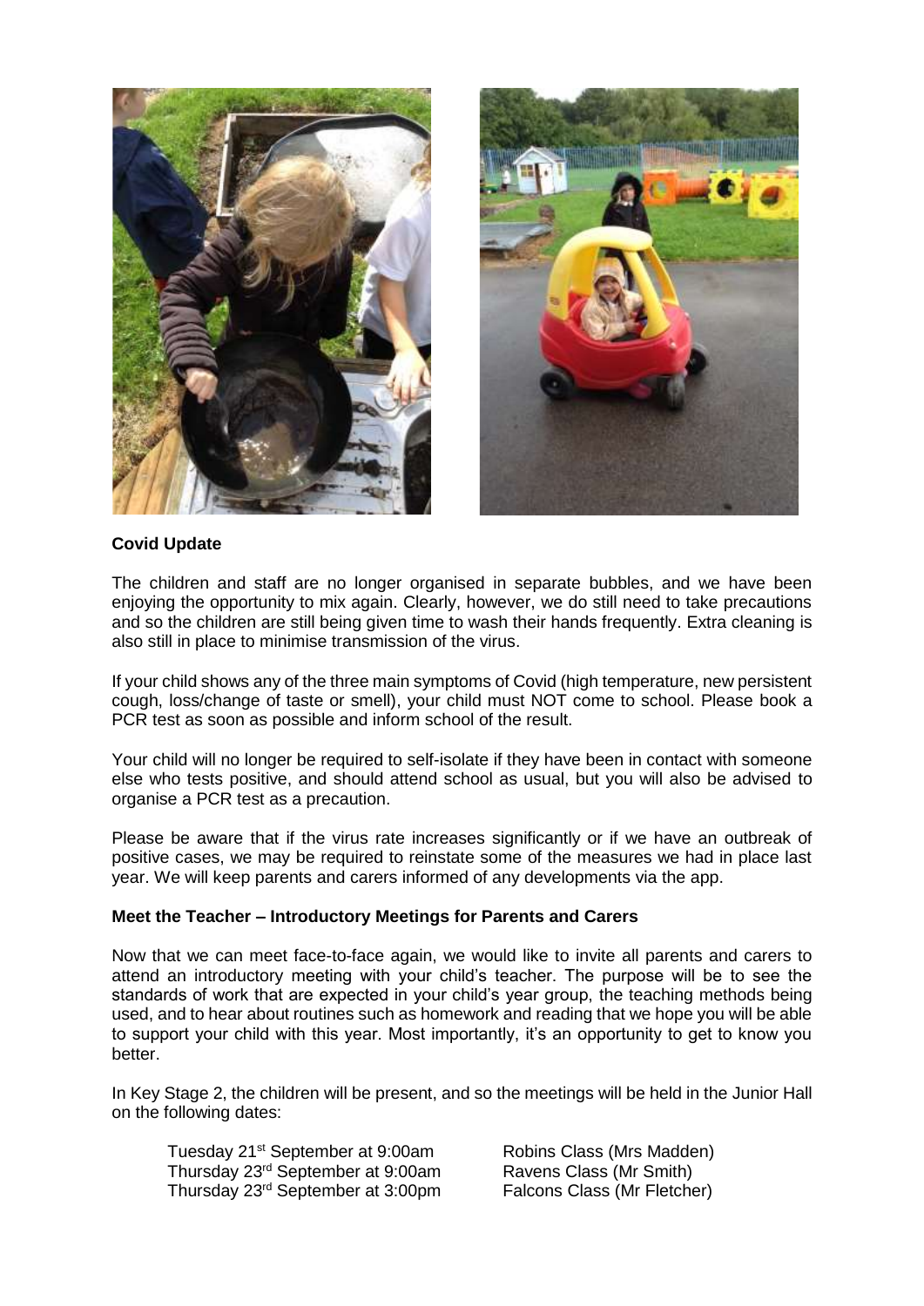**Covid Update**

The children and staff are no longer organised in separate bubbles, and we have been enjoying the opportunity to mix again. Clearly, however, we do still need to take precautions and so the children are still being given time to wash their hands frequently. Extra cleaning is also still in place to minimise transmission of the virus.

If your child shows any of the three main symptoms of Covid (high temperature, new persistent cough, loss/change of taste or smell), your child must NOT come to school. Please book a PCR test as soon as possible and inform school of the result.

Your child will no longer be required to self-isolate if they have been in contact with someone else who tests positive, and should attend school as usual, but you will also be advised to organise a PCR test as a precaution.

Please be aware that if the virus rate increases significantly or if we have an outbreak of positive cases, we may be required to reinstate some of the measures we had in place last year. We will keep parents and carers informed of any developments via the app.

**Meet the Teacher – Introductory Meetings for Parents and Carers**

Now that we can meet face-to-face again, we would like to invite all parents and carers to attend an introductory meeting with your child's teacher. The purpose will be to see the standards of work that are expected in your child's year group, the teaching methods being used, and to hear about routines such as homework and reading that we hope you will be able to support your child with this year. Most importantly, it's an opportunity to get to know you better.

In Key Stage 2, the children will be present, and so the meetings will be held in the Junior Hall on the following dates:

| | |
|---|---|
| Tuesday 21st September at 9:00am | Robins Class (Mrs Madden) |
| Thursday 23rd September at 9:00am | Ravens Class (Mr Smith) |
| Thursday 23rd September at 3:00pm | Falcons Class (Mr Fletcher) |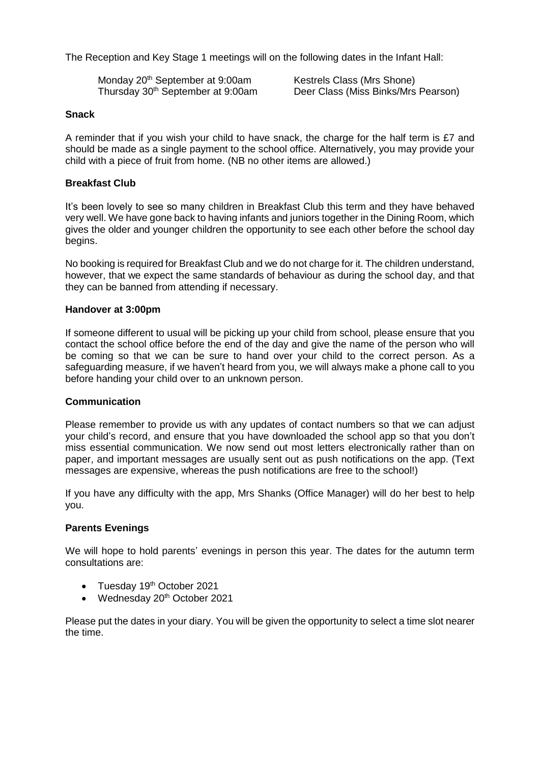The Reception and Key Stage 1 meetings will on the following dates in the Infant Hall:

| | |
|---|---|
| Monday 20th September at 9:00am | Kestrels Class (Mrs Shone) |
| Thursday 30th September at 9:00am | Deer Class (Miss Binks/Mrs Pearson) |

**Snack**

A reminder that if you wish your child to have snack, the charge for the half term is £7 and should be made as a single payment to the school office. Alternatively, you may provide your child with a piece of fruit from home. (NB no other items are allowed.)

**Breakfast Club**

It's been lovely to see so many children in Breakfast Club this term and they have behaved very well. We have gone back to having infants and juniors together in the Dining Room, which gives the older and younger children the opportunity to see each other before the school day begins.

No booking is required for Breakfast Club and we do not charge for it. The children understand, however, that we expect the same standards of behaviour as during the school day, and that they can be banned from attending if necessary.

**Handover at 3:00pm**

If someone different to usual will be picking up your child from school, please ensure that you contact the school office before the end of the day and give the name of the person who will be coming so that we can be sure to hand over your child to the correct person. As a safeguarding measure, if we haven't heard from you, we will always make a phone call to you before handing your child over to an unknown person.

**Communication**

Please remember to provide us with any updates of contact numbers so that we can adjust your child's record, and ensure that you have downloaded the school app so that you don't miss essential communication. We now send out most letters electronically rather than on paper, and important messages are usually sent out as push notifications on the app. (Text messages are expensive, whereas the push notifications are free to the school!)

If you have any difficulty with the app, Mrs Shanks (Office Manager) will do her best to help you.

**Parents Evenings**

We will hope to hold parents' evenings in person this year. The dates for the autumn term consultations are:

- Tuesday 19th October 2021
- Wednesday 20th October 2021

Please put the dates in your diary. You will be given the opportunity to select a time slot nearer the time.